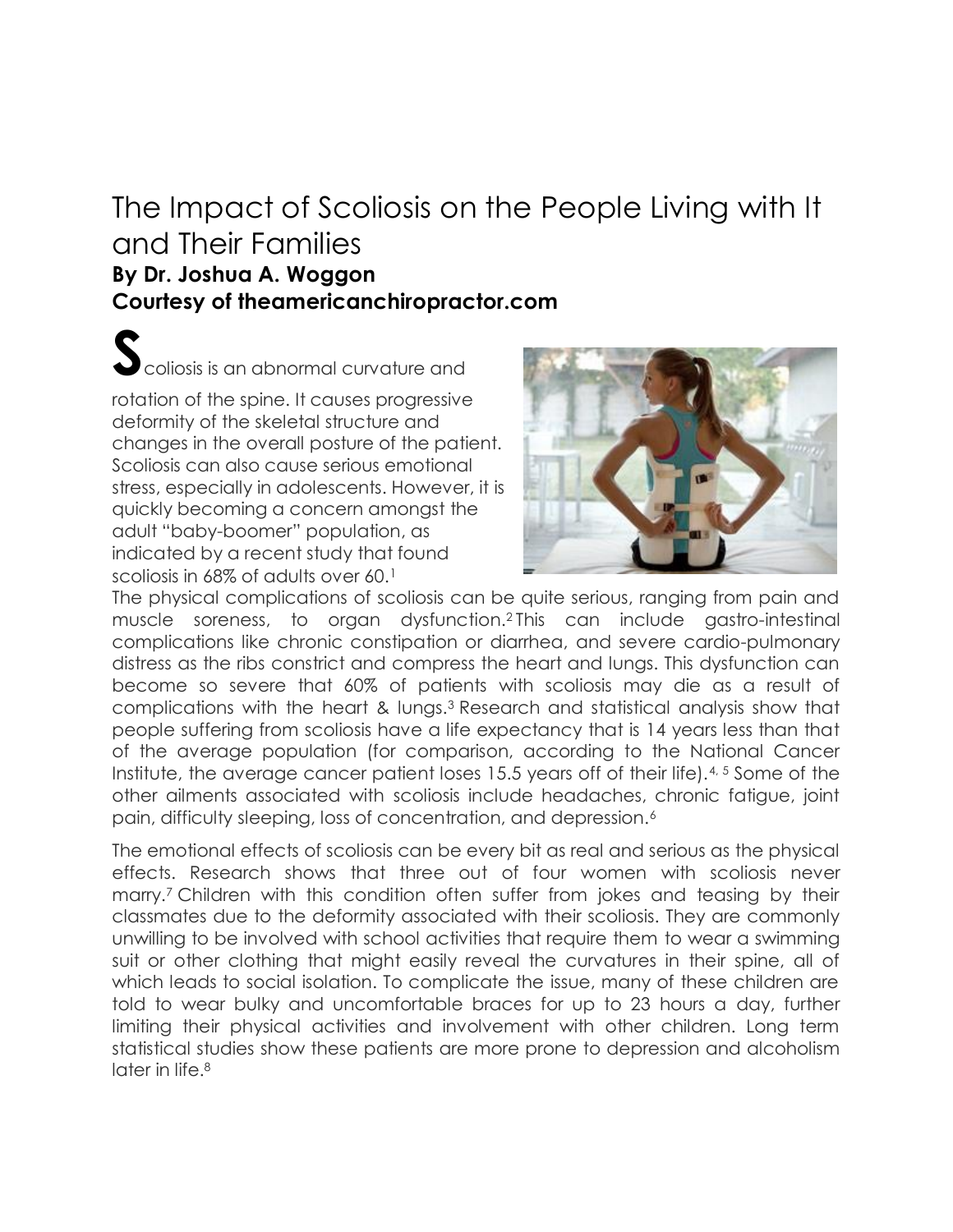# The Impact of Scoliosis on the People Living with It and Their Families

**By Dr. Joshua A. Woggon**
**Courtesy of theamericanchiropractor.com**

Scoliosis is an abnormal curvature and rotation of the spine. It causes progressive deformity of the skeletal structure and changes in the overall posture of the patient. Scoliosis can also cause serious emotional stress, especially in adolescents. However, it is quickly becoming a concern amongst the adult "baby-boomer" population, as indicated by a recent study that found scoliosis in 68% of adults over 60.[1]

The physical complications of scoliosis can be quite serious, ranging from pain and muscle soreness, to organ dysfunction.[2] This can include gastro-intestinal complications like chronic constipation or diarrhea, and severe cardio-pulmonary distress as the ribs constrict and compress the heart and lungs. This dysfunction can become so severe that 60% of patients with scoliosis may die as a result of complications with the heart & lungs.[3] Research and statistical analysis show that people suffering from scoliosis have a life expectancy that is 14 years less than that of the average population (for comparison, according to the National Cancer Institute, the average cancer patient loses 15.5 years off of their life).[4, 5] Some of the other ailments associated with scoliosis include headaches, chronic fatigue, joint pain, difficulty sleeping, loss of concentration, and depression.[6]

The emotional effects of scoliosis can be every bit as real and serious as the physical effects. Research shows that three out of four women with scoliosis never marry.[7] Children with this condition often suffer from jokes and teasing by their classmates due to the deformity associated with their scoliosis. They are commonly unwilling to be involved with school activities that require them to wear a swimming suit or other clothing that might easily reveal the curvatures in their spine, all of which leads to social isolation. To complicate the issue, many of these children are told to wear bulky and uncomfortable braces for up to 23 hours a day, further limiting their physical activities and involvement with other children. Long term statistical studies show these patients are more prone to depression and alcoholism later in life.[8]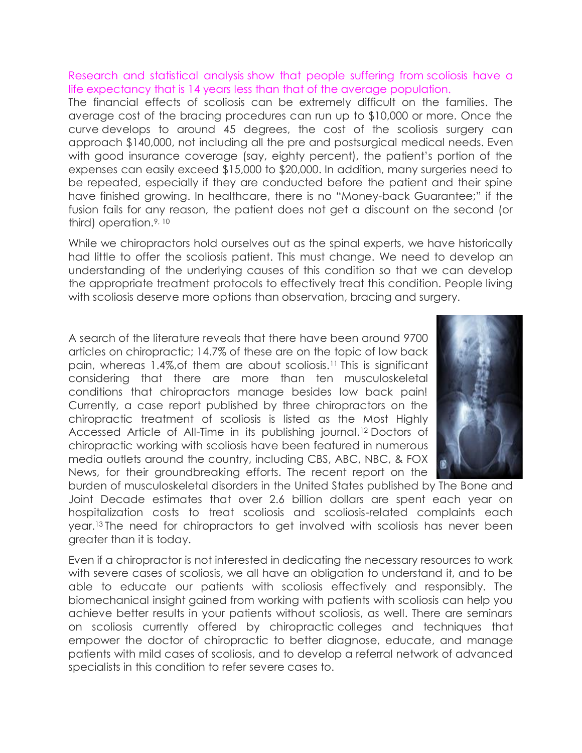Research and statistical analysis show that people suffering from scoliosis have a life expectancy that is 14 years less than that of the average population.

The financial effects of scoliosis can be extremely difficult on the families. The average cost of the bracing procedures can run up to $10,000 or more. Once the curve develops to around 45 degrees, the cost of the scoliosis surgery can approach $140,000, not including all the pre and postsurgical medical needs. Even with good insurance coverage (say, eighty percent), the patient's portion of the expenses can easily exceed $15,000 to $20,000. In addition, many surgeries need to be repeated, especially if they are conducted before the patient and their spine have finished growing. In healthcare, there is no "Money-back Guarantee;" if the fusion fails for any reason, the patient does not get a discount on the second (or third) operation.[9, 10]

While we chiropractors hold ourselves out as the spinal experts, we have historically had little to offer the scoliosis patient. This must change. We need to develop an understanding of the underlying causes of this condition so that we can develop the appropriate treatment protocols to effectively treat this condition. People living with scoliosis deserve more options than observation, bracing and surgery.

A search of the literature reveals that there have been around 9700 articles on chiropractic; 14.7% of these are on the topic of low back pain, whereas 1.4%,of them are about scoliosis.[11] This is significant considering that there are more than ten musculoskeletal conditions that chiropractors manage besides low back pain! Currently, a case report published by three chiropractors on the chiropractic treatment of scoliosis is listed as the Most Highly Accessed Article of All-Time in its publishing journal.[12] Doctors of chiropractic working with scoliosis have been featured in numerous media outlets around the country, including CBS, ABC, NBC, & FOX News, for their groundbreaking efforts. The recent report on the burden of musculoskeletal disorders in the United States published by The Bone and Joint Decade estimates that over 2.6 billion dollars are spent each year on hospitalization costs to treat scoliosis and scoliosis-related complaints each year.[13] The need for chiropractors to get involved with scoliosis has never been greater than it is today.

Even if a chiropractor is not interested in dedicating the necessary resources to work with severe cases of scoliosis, we all have an obligation to understand it, and to be able to educate our patients with scoliosis effectively and responsibly. The biomechanical insight gained from working with patients with scoliosis can help you achieve better results in your patients without scoliosis, as well. There are seminars on scoliosis currently offered by chiropractic colleges and techniques that empower the doctor of chiropractic to better diagnose, educate, and manage patients with mild cases of scoliosis, and to develop a referral network of advanced specialists in this condition to refer severe cases to.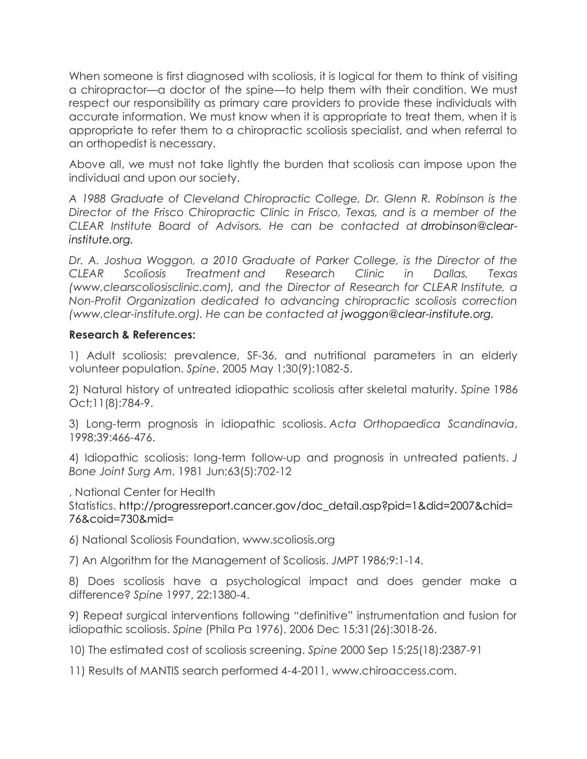When someone is first diagnosed with scoliosis, it is logical for them to think of visiting a chiropractor—a doctor of the spine—to help them with their condition. We must respect our responsibility as primary care providers to provide these individuals with accurate information. We must know when it is appropriate to treat them, when it is appropriate to refer them to a chiropractic scoliosis specialist, and when referral to an orthopedist is necessary.

Above all, we must not take lightly the burden that scoliosis can impose upon the individual and upon our society.

*A 1988 Graduate of Cleveland Chiropractic College, Dr. Glenn R. Robinson is the Director of the Frisco Chiropractic Clinic in Frisco, Texas, and is a member of the CLEAR Institute Board of Advisors. He can be contacted at drrobinson@clear-institute.org.*

*Dr. A. Joshua Woggon, a 2010 Graduate of Parker College, is the Director of the CLEAR Scoliosis Treatment and Research Clinic in Dallas, Texas (www.clearscoliosisclinic.com), and the Director of Research for CLEAR Institute, a Non-Profit Organization dedicated to advancing chiropractic scoliosis correction (www.clear-institute.org). He can be contacted at jwoggon@clear-institute.org.*

**Research & References:**

1) Adult scoliosis: prevalence, SF-36, and nutritional parameters in an elderly volunteer population. *Spine*, 2005 May 1;30(9):1082-5.

2) Natural history of untreated idiopathic scoliosis after skeletal maturity. *Spine* 1986 Oct;11(8):784-9.

3) Long-term prognosis in idiopathic scoliosis. *Acta Orthopaedica Scandinavia*, 1998;39:466-476.

4) Idiopathic scoliosis: long-term follow-up and prognosis in untreated patients. *J Bone Joint Surg Am*, 1981 Jun;63(5):702-12

, National Center for Health Statistics. http://progressreport.cancer.gov/doc_detail.asp?pid=1&did=2007&chid=76&coid=730&mid=

6) National Scoliosis Foundation, www.scoliosis.org

7) An Algorithm for the Management of Scoliosis. *JMPT* 1986;9:1-14.

8) Does scoliosis have a psychological impact and does gender make a difference? *Spine* 1997, 22:1380-4.

9) Repeat surgical interventions following "definitive" instrumentation and fusion for idiopathic scoliosis. *Spine* (Phila Pa 1976). 2006 Dec 15;31(26):3018-26.

10) The estimated cost of scoliosis screening. *Spine* 2000 Sep 15;25(18):2387-91

11) Results of MANTIS search performed 4-4-2011, www.chiroaccess.com.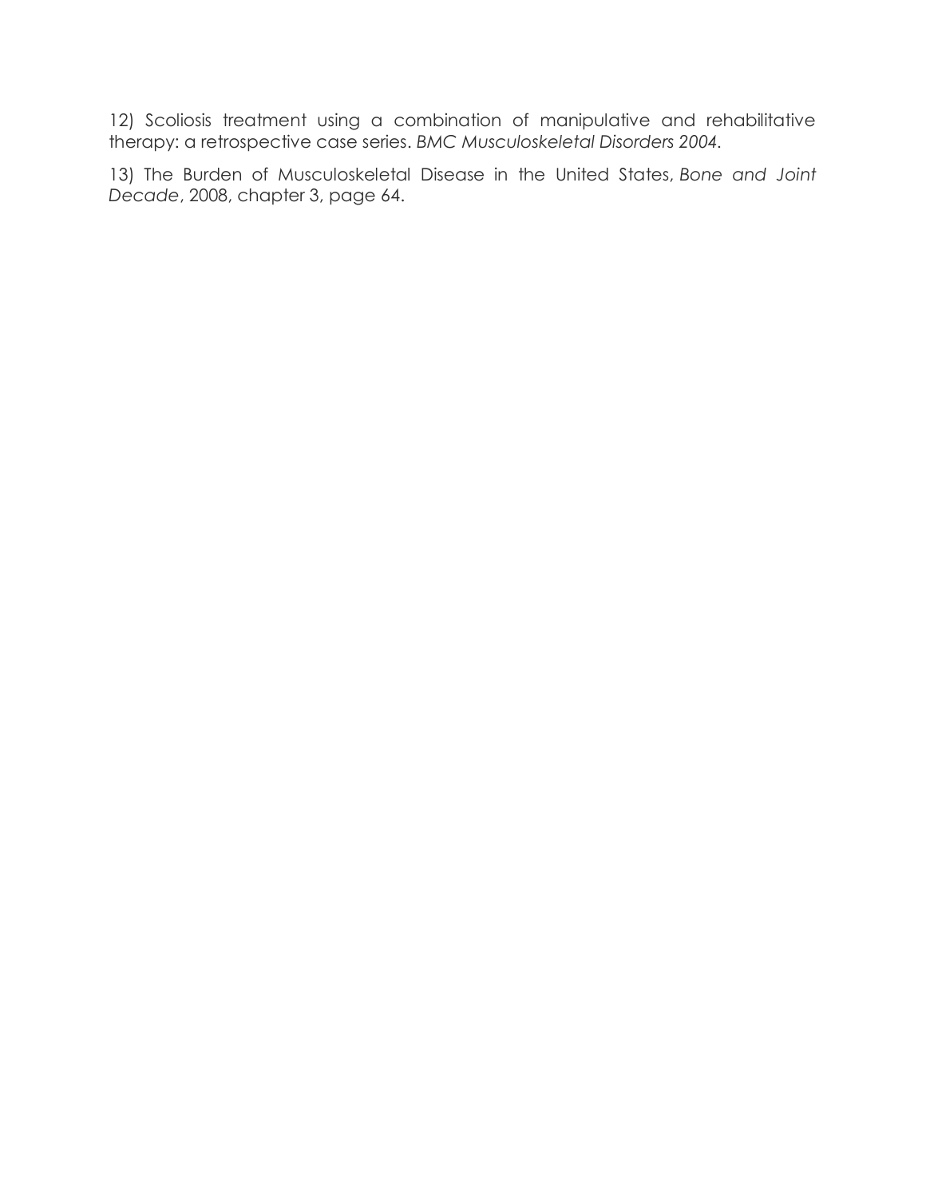12) Scoliosis treatment using a combination of manipulative and rehabilitative therapy: a retrospective case series. *BMC Musculoskeletal Disorders 2004.*

13) The Burden of Musculoskeletal Disease in the United States, *Bone and Joint Decade*, 2008, chapter 3, page 64.